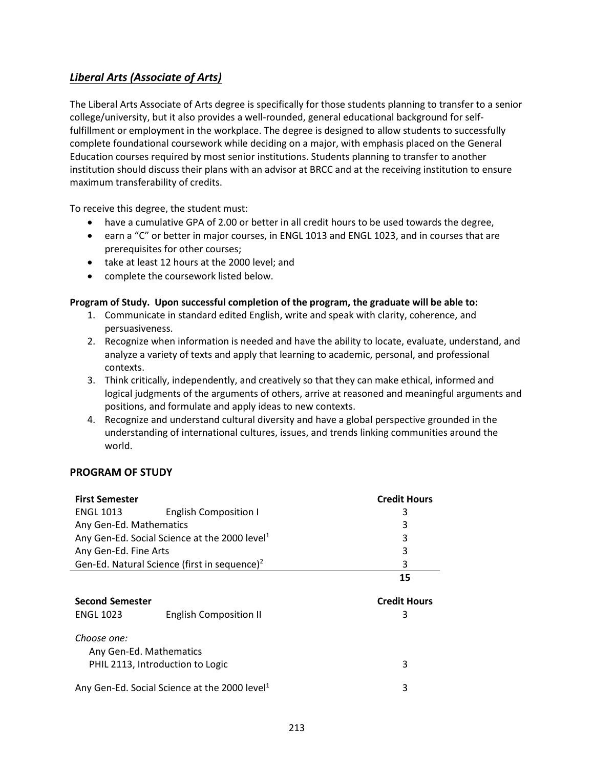## *Liberal Arts (Associate of Arts)*

The Liberal Arts Associate of Arts degree is specifically for those students planning to transfer to a senior college/university, but it also provides a well-rounded, general educational background for self-fulfillment or employment in the workplace. The degree is designed to allow students to successfully complete foundational coursework while deciding on a major, with emphasis placed on the General Education courses required by most senior institutions. Students planning to transfer to another institution should discuss their plans with an advisor at BRCC and at the receiving institution to ensure maximum transferability of credits.

To receive this degree, the student must:

- have a cumulative GPA of 2.00 or better in all credit hours to be used towards the degree,
- earn a "C" or better in major courses, in ENGL 1013 and ENGL 1023, and in courses that are prerequisites for other courses;
- take at least 12 hours at the 2000 level; and
- complete the coursework listed below.

**Program of Study. Upon successful completion of the program, the graduate will be able to:**

1. Communicate in standard edited English, write and speak with clarity, coherence, and persuasiveness.
2. Recognize when information is needed and have the ability to locate, evaluate, understand, and analyze a variety of texts and apply that learning to academic, personal, and professional contexts.
3. Think critically, independently, and creatively so that they can make ethical, informed and logical judgments of the arguments of others, arrive at reasoned and meaningful arguments and positions, and formulate and apply ideas to new contexts.
4. Recognize and understand cultural diversity and have a global perspective grounded in the understanding of international cultures, issues, and trends linking communities around the world.

### PROGRAM OF STUDY

| **First Semester** | | **Credit Hours** |
|---|---|---|
| ENGL 1013 | English Composition I | 3 |
| Any Gen-Ed. Mathematics | | 3 |
| Any Gen-Ed. Social Science at the 2000 level[1] | | 3 |
| Any Gen-Ed. Fine Arts | | 3 |
| Gen-Ed. Natural Science (first in sequence)[2] | | 3 |
| | | **15** |

| **Second Semester** | | **Credit Hours** |
|---|---|---|
| ENGL 1023 | English Composition II | 3 |
| *Choose one:* | | |
| Any Gen-Ed. Mathematics | | |
| PHIL 2113, Introduction to Logic | | 3 |
| Any Gen-Ed. Social Science at the 2000 level[1] | | 3 |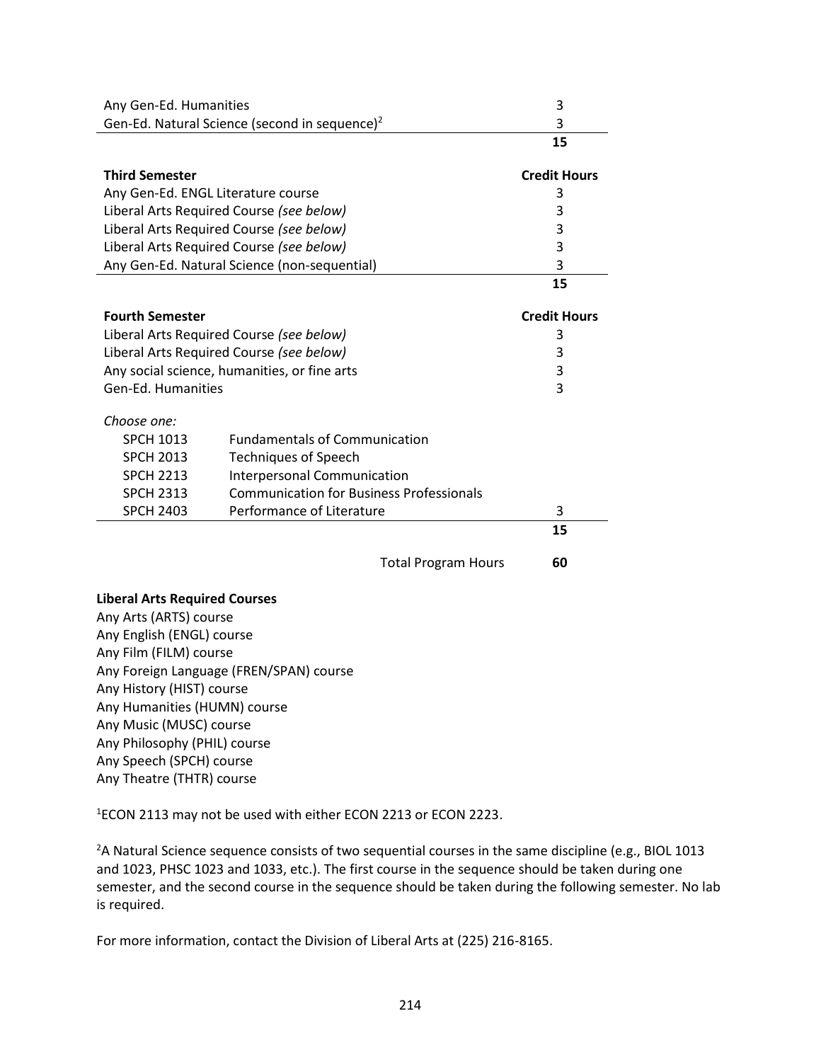| | |
|---|---|
| Any Gen-Ed. Humanities | 3 |
| Gen-Ed. Natural Science (second in sequence)[2] | 3 |
| | **15** |

| **Third Semester** | **Credit Hours** |
|---|---|
| Any Gen-Ed. ENGL Literature course | 3 |
| Liberal Arts Required Course *(see below)* | 3 |
| Liberal Arts Required Course *(see below)* | 3 |
| Liberal Arts Required Course *(see below)* | 3 |
| Any Gen-Ed. Natural Science (non-sequential) | 3 |
| | **15** |

| **Fourth Semester** | | **Credit Hours** |
|---|---|---|
| Liberal Arts Required Course *(see below)* | | 3 |
| Liberal Arts Required Course *(see below)* | | 3 |
| Any social science, humanities, or fine arts | | 3 |
| Gen-Ed. Humanities | | 3 |
| *Choose one:* | | |
| SPCH 1013 | Fundamentals of Communication | |
| SPCH 2013 | Techniques of Speech | |
| SPCH 2213 | Interpersonal Communication | |
| SPCH 2313 | Communication for Business Professionals | |
| SPCH 2403 | Performance of Literature | 3 |
| | | **15** |
| | Total Program Hours | **60** |

**Liberal Arts Required Courses**

Any Arts (ARTS) course
Any English (ENGL) course
Any Film (FILM) course
Any Foreign Language (FREN/SPAN) course
Any History (HIST) course
Any Humanities (HUMN) course
Any Music (MUSC) course
Any Philosophy (PHIL) course
Any Speech (SPCH) course
Any Theatre (THTR) course

[1]ECON 2113 may not be used with either ECON 2213 or ECON 2223.

[2]A Natural Science sequence consists of two sequential courses in the same discipline (e.g., BIOL 1013 and 1023, PHSC 1023 and 1033, etc.). The first course in the sequence should be taken during one semester, and the second course in the sequence should be taken during the following semester. No lab is required.

For more information, contact the Division of Liberal Arts at (225) 216-8165.